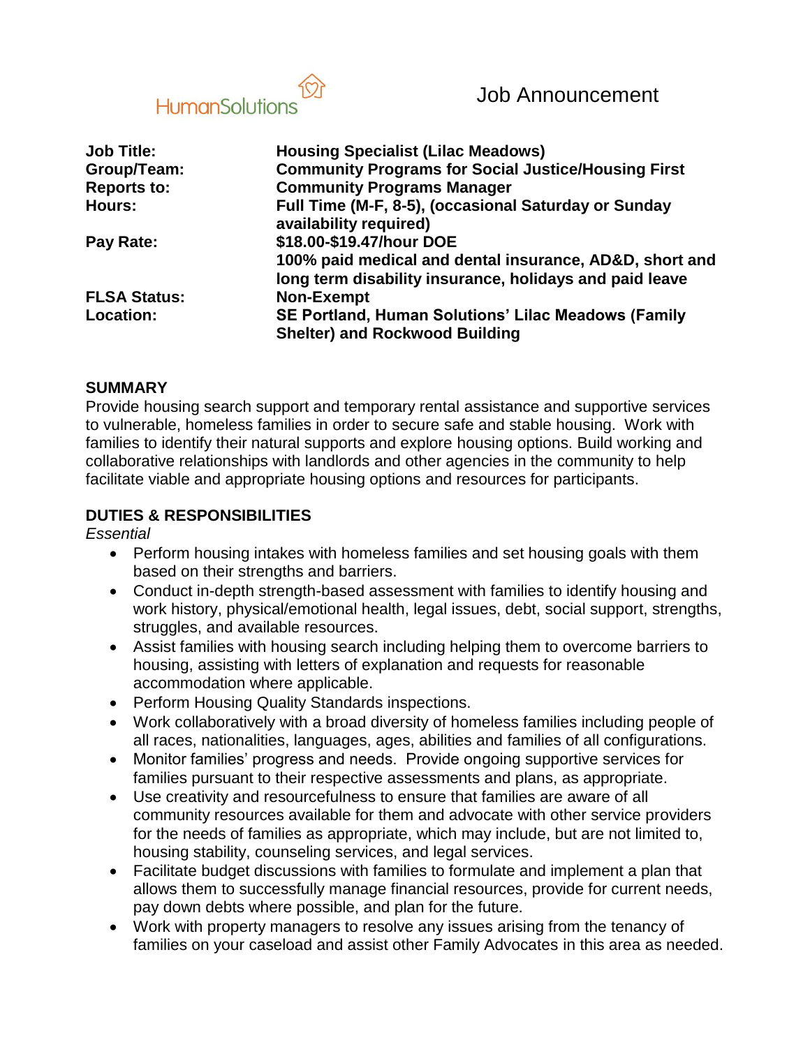HumanSolutions

# Job Announcement

| | |
|---|---|
| **Job Title:** | **Housing Specialist (Lilac Meadows)** |
| **Group/Team:** | **Community Programs for Social Justice/Housing First** |
| **Reports to:** | **Community Programs Manager** |
| **Hours:** | **Full Time (M-F, 8-5), (occasional Saturday or Sunday availability required)** |
| **Pay Rate:** | **$18.00-$19.47/hour DOE** |
| | **100% paid medical and dental insurance, AD&D, short and long term disability insurance, holidays and paid leave** |
| **FLSA Status:** | **Non-Exempt** |
| **Location:** | **SE Portland, Human Solutions' Lilac Meadows (Family Shelter) and Rockwood Building** |

## SUMMARY

Provide housing search support and temporary rental assistance and supportive services to vulnerable, homeless families in order to secure safe and stable housing. Work with families to identify their natural supports and explore housing options. Build working and collaborative relationships with landlords and other agencies in the community to help facilitate viable and appropriate housing options and resources for participants.

## DUTIES & RESPONSIBILITIES

*Essential*

- Perform housing intakes with homeless families and set housing goals with them based on their strengths and barriers.
- Conduct in-depth strength-based assessment with families to identify housing and work history, physical/emotional health, legal issues, debt, social support, strengths, struggles, and available resources.
- Assist families with housing search including helping them to overcome barriers to housing, assisting with letters of explanation and requests for reasonable accommodation where applicable.
- Perform Housing Quality Standards inspections.
- Work collaboratively with a broad diversity of homeless families including people of all races, nationalities, languages, ages, abilities and families of all configurations.
- Monitor families' progress and needs. Provide ongoing supportive services for families pursuant to their respective assessments and plans, as appropriate.
- Use creativity and resourcefulness to ensure that families are aware of all community resources available for them and advocate with other service providers for the needs of families as appropriate, which may include, but are not limited to, housing stability, counseling services, and legal services.
- Facilitate budget discussions with families to formulate and implement a plan that allows them to successfully manage financial resources, provide for current needs, pay down debts where possible, and plan for the future.
- Work with property managers to resolve any issues arising from the tenancy of families on your caseload and assist other Family Advocates in this area as needed.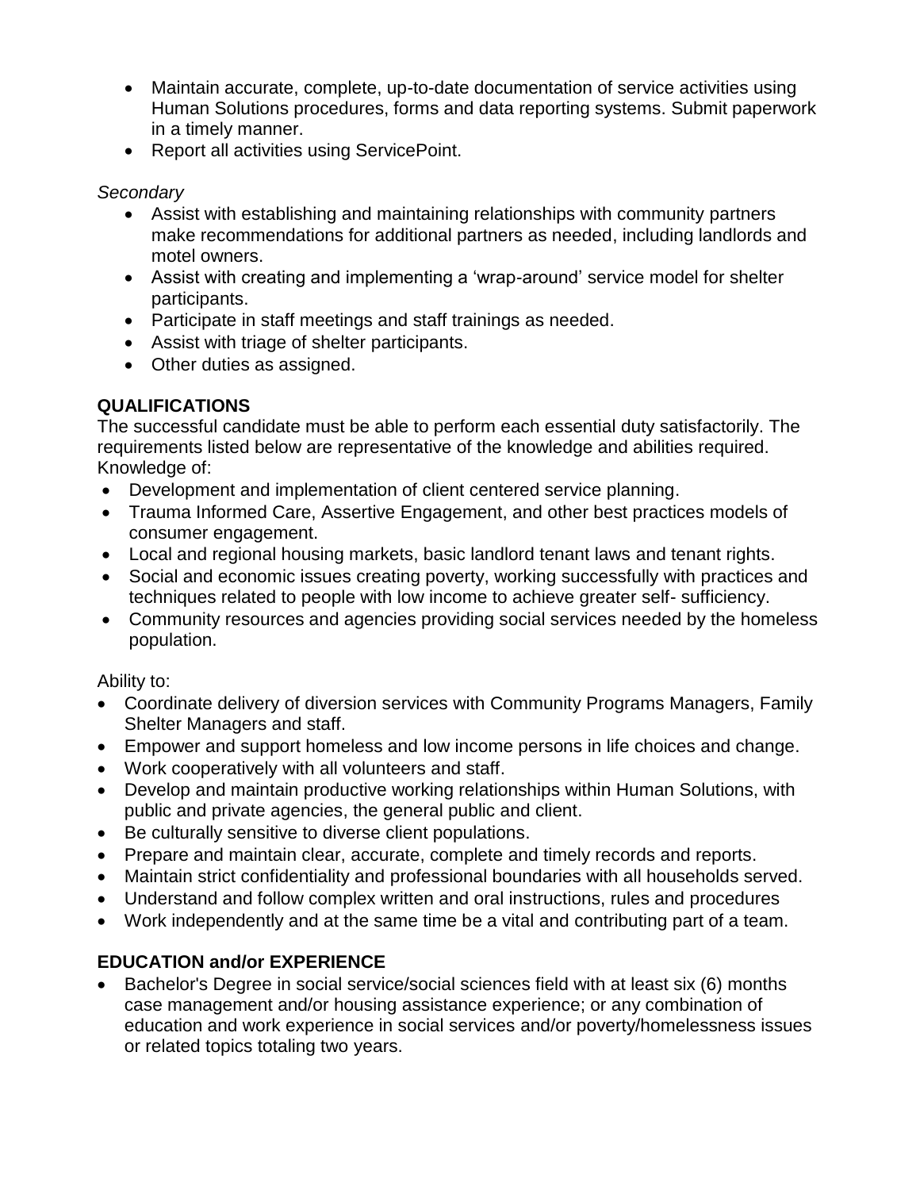- Maintain accurate, complete, up-to-date documentation of service activities using Human Solutions procedures, forms and data reporting systems. Submit paperwork in a timely manner.
- Report all activities using ServicePoint.

*Secondary*

- Assist with establishing and maintaining relationships with community partners make recommendations for additional partners as needed, including landlords and motel owners.
- Assist with creating and implementing a 'wrap-around' service model for shelter participants.
- Participate in staff meetings and staff trainings as needed.
- Assist with triage of shelter participants.
- Other duties as assigned.

**QUALIFICATIONS**

The successful candidate must be able to perform each essential duty satisfactorily. The requirements listed below are representative of the knowledge and abilities required.

Knowledge of:

- Development and implementation of client centered service planning.
- Trauma Informed Care, Assertive Engagement, and other best practices models of consumer engagement.
- Local and regional housing markets, basic landlord tenant laws and tenant rights.
- Social and economic issues creating poverty, working successfully with practices and techniques related to people with low income to achieve greater self- sufficiency.
- Community resources and agencies providing social services needed by the homeless population.

Ability to:

- Coordinate delivery of diversion services with Community Programs Managers, Family Shelter Managers and staff.
- Empower and support homeless and low income persons in life choices and change.
- Work cooperatively with all volunteers and staff.
- Develop and maintain productive working relationships within Human Solutions, with public and private agencies, the general public and client.
- Be culturally sensitive to diverse client populations.
- Prepare and maintain clear, accurate, complete and timely records and reports.
- Maintain strict confidentiality and professional boundaries with all households served.
- Understand and follow complex written and oral instructions, rules and procedures
- Work independently and at the same time be a vital and contributing part of a team.

**EDUCATION and/or EXPERIENCE**

- Bachelor's Degree in social service/social sciences field with at least six (6) months case management and/or housing assistance experience; or any combination of education and work experience in social services and/or poverty/homelessness issues or related topics totaling two years.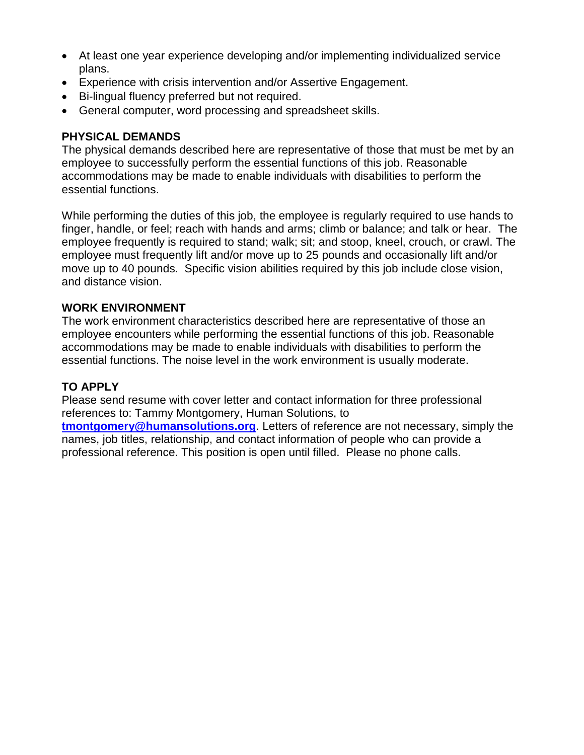- At least one year experience developing and/or implementing individualized service plans.
- Experience with crisis intervention and/or Assertive Engagement.
- Bi-lingual fluency preferred but not required.
- General computer, word processing and spreadsheet skills.

## PHYSICAL DEMANDS

The physical demands described here are representative of those that must be met by an employee to successfully perform the essential functions of this job. Reasonable accommodations may be made to enable individuals with disabilities to perform the essential functions.

While performing the duties of this job, the employee is regularly required to use hands to finger, handle, or feel; reach with hands and arms; climb or balance; and talk or hear. The employee frequently is required to stand; walk; sit; and stoop, kneel, crouch, or crawl. The employee must frequently lift and/or move up to 25 pounds and occasionally lift and/or move up to 40 pounds. Specific vision abilities required by this job include close vision, and distance vision.

## WORK ENVIRONMENT

The work environment characteristics described here are representative of those an employee encounters while performing the essential functions of this job. Reasonable accommodations may be made to enable individuals with disabilities to perform the essential functions. The noise level in the work environment is usually moderate.

## TO APPLY

Please send resume with cover letter and contact information for three professional references to: Tammy Montgomery, Human Solutions, to **tmontgomery@humansolutions.org**. Letters of reference are not necessary, simply the names, job titles, relationship, and contact information of people who can provide a professional reference. This position is open until filled. Please no phone calls.